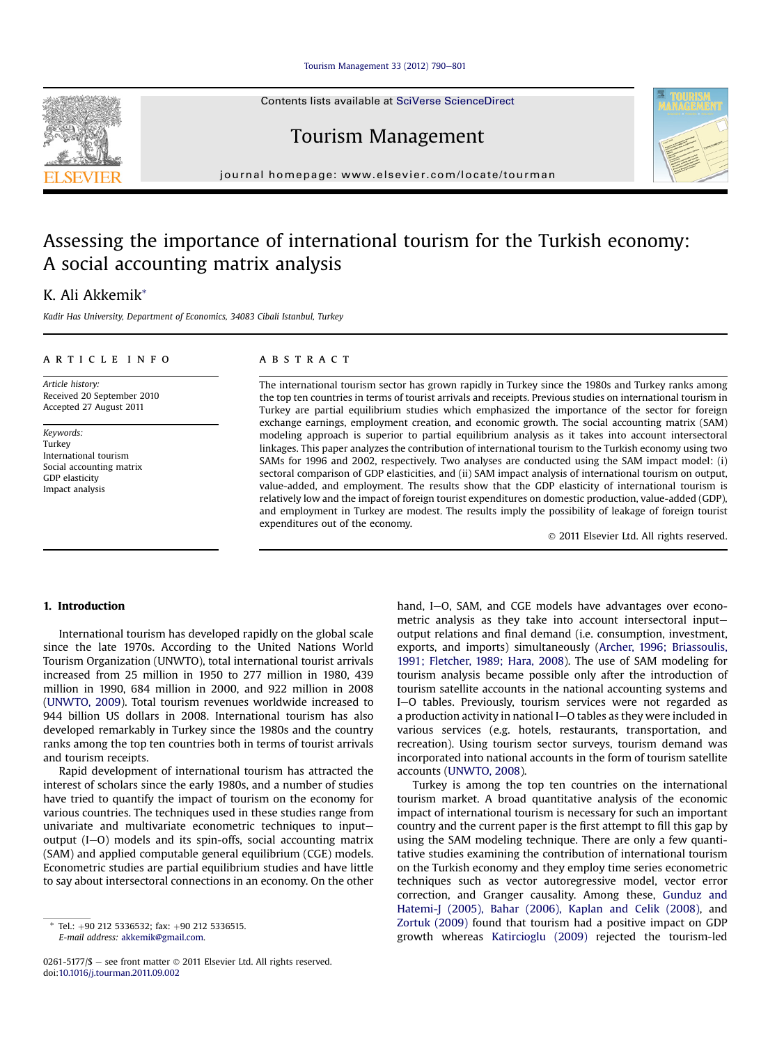# Assessing the importance of international tourism for the Turkish economy: A social accounting matrix analysis

K. Ali Akkemik*

*Kadir Has University, Department of Economics, 34083 Cibali Istanbul, Turkey*

**ARTICLE INFO**

*Article history:*
Received 20 September 2010
Accepted 27 August 2011

*Keywords:*
Turkey
International tourism
Social accounting matrix
GDP elasticity
Impact analysis

**ABSTRACT**

The international tourism sector has grown rapidly in Turkey since the 1980s and Turkey ranks among the top ten countries in terms of tourist arrivals and receipts. Previous studies on international tourism in Turkey are partial equilibrium studies which emphasized the importance of the sector for foreign exchange earnings, employment creation, and economic growth. The social accounting matrix (SAM) modeling approach is superior to partial equilibrium analysis as it takes into account intersectoral linkages. This paper analyzes the contribution of international tourism to the Turkish economy using two SAMs for 1996 and 2002, respectively. Two analyses are conducted using the SAM impact model: (i) sectoral comparison of GDP elasticities, and (ii) SAM impact analysis of international tourism on output, value-added, and employment. The results show that the GDP elasticity of international tourism is relatively low and the impact of foreign tourist expenditures on domestic production, value-added (GDP), and employment in Turkey are modest. The results imply the possibility of leakage of foreign tourist expenditures out of the economy.

© 2011 Elsevier Ltd. All rights reserved.

## 1. Introduction

International tourism has developed rapidly on the global scale since the late 1970s. According to the United Nations World Tourism Organization (UNWTO), total international tourist arrivals increased from 25 million in 1950 to 277 million in 1980, 439 million in 1990, 684 million in 2000, and 922 million in 2008 (UNWTO, 2009). Total tourism revenues worldwide increased to 944 billion US dollars in 2008. International tourism has also developed remarkably in Turkey since the 1980s and the country ranks among the top ten countries both in terms of tourist arrivals and tourism receipts.

Rapid development of international tourism has attracted the interest of scholars since the early 1980s, and a number of studies have tried to quantify the impact of tourism on the economy for various countries. The techniques used in these studies range from univariate and multivariate econometric techniques to input–output (I–O) models and its spin-offs, social accounting matrix (SAM) and applied computable general equilibrium (CGE) models. Econometric studies are partial equilibrium studies and have little to say about intersectoral connections in an economy. On the other hand, I–O, SAM, and CGE models have advantages over econometric analysis as they take into account intersectoral input–output relations and final demand (i.e. consumption, investment, exports, and imports) simultaneously (Archer, 1996; Briassoulis, 1991; Fletcher, 1989; Hara, 2008). The use of SAM modeling for tourism analysis became possible only after the introduction of tourism satellite accounts in the national accounting systems and I–O tables. Previously, tourism services were not regarded as a production activity in national I–O tables as they were included in various services (e.g. hotels, restaurants, transportation, and recreation). Using tourism sector surveys, tourism demand was incorporated into national accounts in the form of tourism satellite accounts (UNWTO, 2008).

Turkey is among the top ten countries on the international tourism market. A broad quantitative analysis of the economic impact of international tourism is necessary for such an important country and the current paper is the first attempt to fill this gap by using the SAM modeling technique. There are only a few quantitative studies examining the contribution of international tourism on the Turkish economy and they employ time series econometric techniques such as vector autoregressive model, vector error correction, and Granger causality. Among these, Gunduz and Hatemi-J (2005), Bahar (2006), Kaplan and Celik (2008), and Zortuk (2009) found that tourism had a positive impact on GDP growth whereas Katircioglu (2009) rejected the tourism-led

---

* Tel.: +90 212 5336532; fax: +90 212 5336515.
*E-mail address:* akkemik@gmail.com.

0261-5177/$ – see front matter © 2011 Elsevier Ltd. All rights reserved.
doi:10.1016/j.tourman.2011.09.002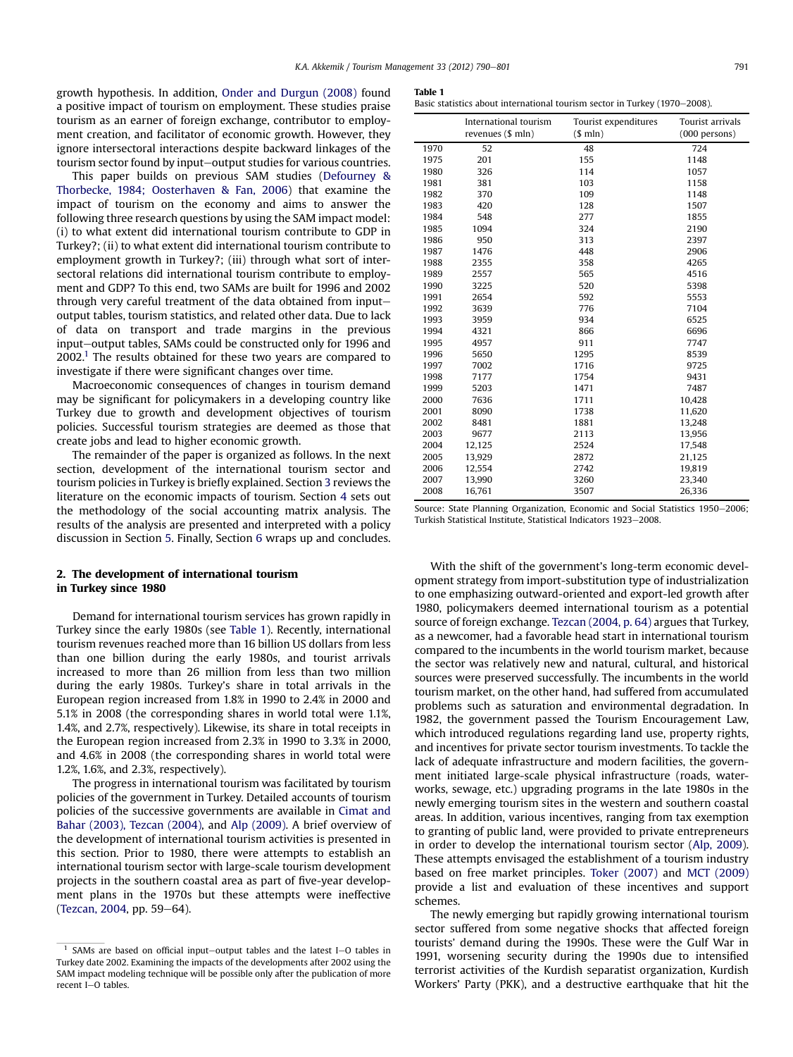growth hypothesis. In addition, Onder and Durgun (2008) found a positive impact of tourism on employment. These studies praise tourism as an earner of foreign exchange, contributor to employment creation, and facilitator of economic growth. However, they ignore intersectoral interactions despite backward linkages of the tourism sector found by input–output studies for various countries.

This paper builds on previous SAM studies (Defourney & Thorbecke, 1984; Oosterhaven & Fan, 2006) that examine the impact of tourism on the economy and aims to answer the following three research questions by using the SAM impact model: (i) to what extent did international tourism contribute to GDP in Turkey?; (ii) to what extent did international tourism contribute to employment growth in Turkey?; (iii) through what sort of intersectoral relations did international tourism contribute to employment and GDP? To this end, two SAMs are built for 1996 and 2002 through very careful treatment of the data obtained from input–output tables, tourism statistics, and related other data. Due to lack of data on transport and trade margins in the previous input–output tables, SAMs could be constructed only for 1996 and 2002.[1] The results obtained for these two years are compared to investigate if there were significant changes over time.

Macroeconomic consequences of changes in tourism demand may be significant for policymakers in a developing country like Turkey due to growth and development objectives of tourism policies. Successful tourism strategies are deemed as those that create jobs and lead to higher economic growth.

The remainder of the paper is organized as follows. In the next section, development of the international tourism sector and tourism policies in Turkey is briefly explained. Section 3 reviews the literature on the economic impacts of tourism. Section 4 sets out the methodology of the social accounting matrix analysis. The results of the analysis are presented and interpreted with a policy discussion in Section 5. Finally, Section 6 wraps up and concludes.

## 2. The development of international tourism in Turkey since 1980

Demand for international tourism services has grown rapidly in Turkey since the early 1980s (see Table 1). Recently, international tourism revenues reached more than 16 billion US dollars from less than one billion during the early 1980s, and tourist arrivals increased to more than 26 million from less than two million during the early 1980s. Turkey's share in total arrivals in the European region increased from 1.8% in 1990 to 2.4% in 2000 and 5.1% in 2008 (the corresponding shares in world total were 1.1%, 1.4%, and 2.7%, respectively). Likewise, its share in total receipts in the European region increased from 2.3% in 1990 to 3.3% in 2000, and 4.6% in 2008 (the corresponding shares in world total were 1.2%, 1.6%, and 2.3%, respectively).

The progress in international tourism was facilitated by tourism policies of the government in Turkey. Detailed accounts of tourism policies of the successive governments are available in Cimat and Bahar (2003), Tezcan (2004), and Alp (2009). A brief overview of the development of international tourism activities is presented in this section. Prior to 1980, there were attempts to establish an international tourism sector with large-scale tourism development projects in the southern coastal area as part of five-year development plans in the 1970s but these attempts were ineffective (Tezcan, 2004, pp. 59–64).

**Table 1**
Basic statistics about international tourism sector in Turkey (1970–2008).

| | International tourism revenues ($ mln) | Tourist expenditures ($ mln) | Tourist arrivals (000 persons) |
|---|---|---|---|
| 1970 | 52 | 48 | 724 |
| 1975 | 201 | 155 | 1148 |
| 1980 | 326 | 114 | 1057 |
| 1981 | 381 | 103 | 1158 |
| 1982 | 370 | 109 | 1148 |
| 1983 | 420 | 128 | 1507 |
| 1984 | 548 | 277 | 1855 |
| 1985 | 1094 | 324 | 2190 |
| 1986 | 950 | 313 | 2397 |
| 1987 | 1476 | 448 | 2906 |
| 1988 | 2355 | 358 | 4265 |
| 1989 | 2557 | 565 | 4516 |
| 1990 | 3225 | 520 | 5398 |
| 1991 | 2654 | 592 | 5553 |
| 1992 | 3639 | 776 | 7104 |
| 1993 | 3959 | 934 | 6525 |
| 1994 | 4321 | 866 | 6696 |
| 1995 | 4957 | 911 | 7747 |
| 1996 | 5650 | 1295 | 8539 |
| 1997 | 7002 | 1716 | 9725 |
| 1998 | 7177 | 1754 | 9431 |
| 1999 | 5203 | 1471 | 7487 |
| 2000 | 7636 | 1711 | 10,428 |
| 2001 | 8090 | 1738 | 11,620 |
| 2002 | 8481 | 1881 | 13,248 |
| 2003 | 9677 | 2113 | 13,956 |
| 2004 | 12,125 | 2524 | 17,548 |
| 2005 | 13,929 | 2872 | 21,125 |
| 2006 | 12,554 | 2742 | 19,819 |
| 2007 | 13,990 | 3260 | 23,340 |
| 2008 | 16,761 | 3507 | 26,336 |

Source: State Planning Organization, Economic and Social Statistics 1950–2006; Turkish Statistical Institute, Statistical Indicators 1923–2008.

With the shift of the government's long-term economic development strategy from import-substitution type of industrialization to one emphasizing outward-oriented and export-led growth after 1980, policymakers deemed international tourism as a potential source of foreign exchange. Tezcan (2004, p. 64) argues that Turkey, as a newcomer, had a favorable head start in international tourism compared to the incumbents in the world tourism market, because the sector was relatively new and natural, cultural, and historical sources were preserved successfully. The incumbents in the world tourism market, on the other hand, had suffered from accumulated problems such as saturation and environmental degradation. In 1982, the government passed the Tourism Encouragement Law, which introduced regulations regarding land use, property rights, and incentives for private sector tourism investments. To tackle the lack of adequate infrastructure and modern facilities, the government initiated large-scale physical infrastructure (roads, waterworks, sewage, etc.) upgrading programs in the late 1980s in the newly emerging tourism sites in the western and southern coastal areas. In addition, various incentives, ranging from tax exemption to granting of public land, were provided to private entrepreneurs in order to develop the international tourism sector (Alp, 2009). These attempts envisaged the establishment of a tourism industry based on free market principles. Toker (2007) and MCT (2009) provide a list and evaluation of these incentives and support schemes.

The newly emerging but rapidly growing international tourism sector suffered from some negative shocks that affected foreign tourists' demand during the 1990s. These were the Gulf War in 1991, worsening security during the 1990s due to intensified terrorist activities of the Kurdish separatist organization, Kurdish Workers' Party (PKK), and a destructive earthquake that hit the

[1] SAMs are based on official input–output tables and the latest I–O tables in Turkey date 2002. Examining the impacts of the developments after 2002 using the SAM impact modeling technique will be possible only after the publication of more recent I–O tables.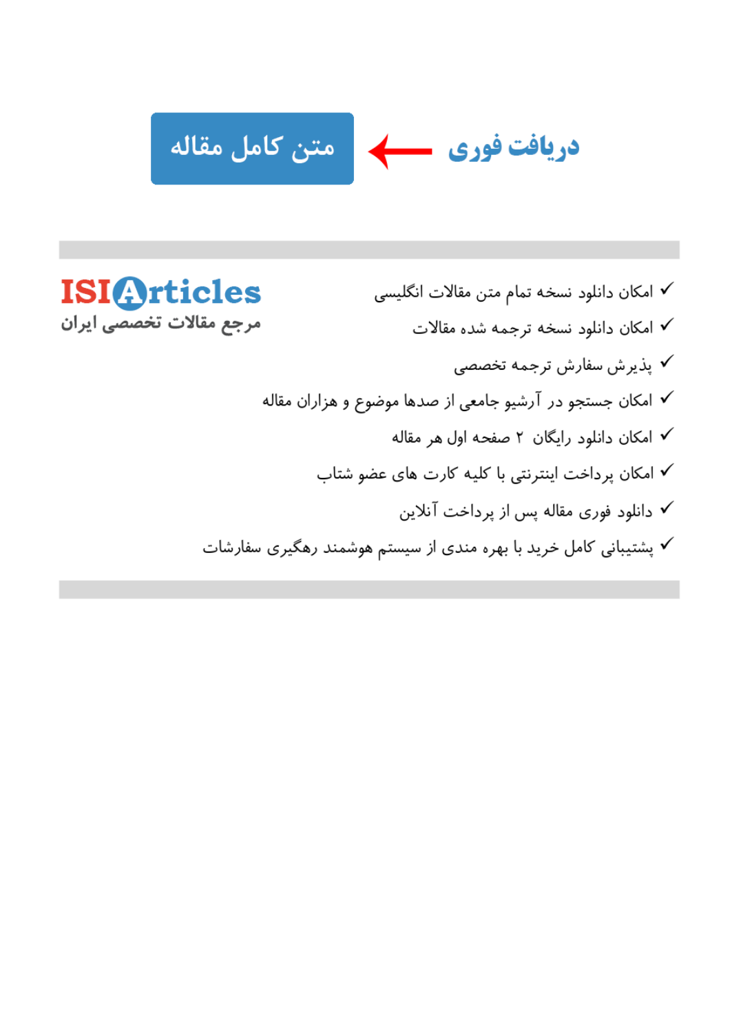**دریافت فوری ←** متن کامل مقاله

**ISIArticles**
مرجع مقالات تخصصی ایران

- ✓ امکان دانلود نسخه تمام متن مقالات انگلیسی
- ✓ امکان دانلود نسخه ترجمه شده مقالات
- ✓ پذیرش سفارش ترجمه تخصصی
- ✓ امکان جستجو در آرشیو جامعی از صدها موضوع و هزاران مقاله
- ✓ امکان دانلود رایگان ۲ صفحه اول هر مقاله
- ✓ امکان پرداخت اینترنتی با کلیه کارت های عضو شتاب
- ✓ دانلود فوری مقاله پس از پرداخت آنلاین
- ✓ پشتیبانی کامل خرید با بهره مندی از سیستم هوشمند رهگیری سفارشات